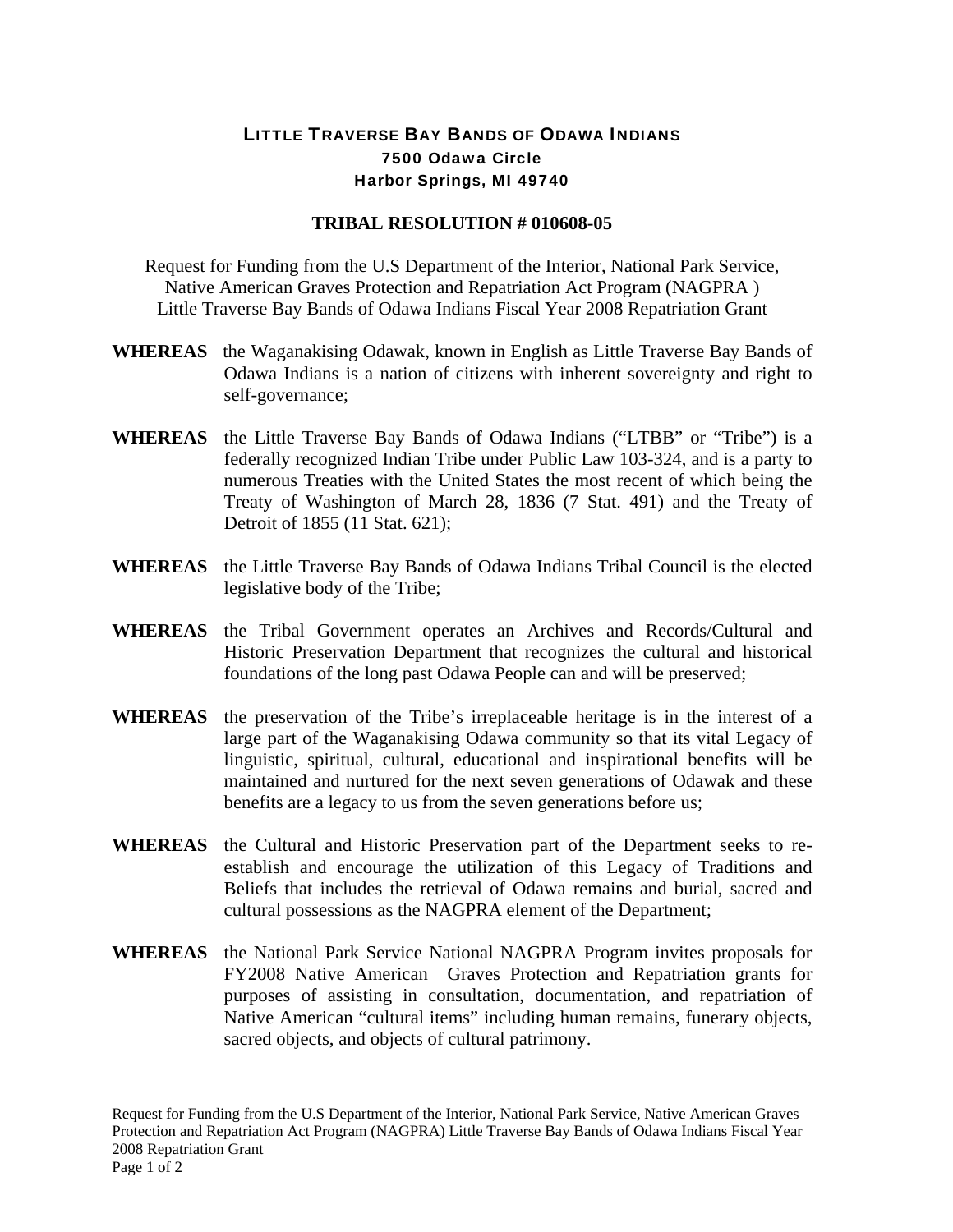**LITTLE TRAVERSE BAY BANDS OF ODAWA INDIANS**
**7500 Odawa Circle**
**Harbor Springs, MI 49740**

# TRIBAL RESOLUTION # 010608-05

Request for Funding from the U.S Department of the Interior, National Park Service, Native American Graves Protection and Repatriation Act Program (NAGPRA ) Little Traverse Bay Bands of Odawa Indians Fiscal Year 2008 Repatriation Grant

**WHEREAS** the Waganakising Odawak, known in English as Little Traverse Bay Bands of Odawa Indians is a nation of citizens with inherent sovereignty and right to self-governance;

**WHEREAS** the Little Traverse Bay Bands of Odawa Indians ("LTBB" or "Tribe") is a federally recognized Indian Tribe under Public Law 103-324, and is a party to numerous Treaties with the United States the most recent of which being the Treaty of Washington of March 28, 1836 (7 Stat. 491) and the Treaty of Detroit of 1855 (11 Stat. 621);

**WHEREAS** the Little Traverse Bay Bands of Odawa Indians Tribal Council is the elected legislative body of the Tribe;

**WHEREAS** the Tribal Government operates an Archives and Records/Cultural and Historic Preservation Department that recognizes the cultural and historical foundations of the long past Odawa People can and will be preserved;

**WHEREAS** the preservation of the Tribe's irreplaceable heritage is in the interest of a large part of the Waganakising Odawa community so that its vital Legacy of linguistic, spiritual, cultural, educational and inspirational benefits will be maintained and nurtured for the next seven generations of Odawak and these benefits are a legacy to us from the seven generations before us;

**WHEREAS** the Cultural and Historic Preservation part of the Department seeks to re-establish and encourage the utilization of this Legacy of Traditions and Beliefs that includes the retrieval of Odawa remains and burial, sacred and cultural possessions as the NAGPRA element of the Department;

**WHEREAS** the National Park Service National NAGPRA Program invites proposals for FY2008 Native American Graves Protection and Repatriation grants for purposes of assisting in consultation, documentation, and repatriation of Native American "cultural items" including human remains, funerary objects, sacred objects, and objects of cultural patrimony.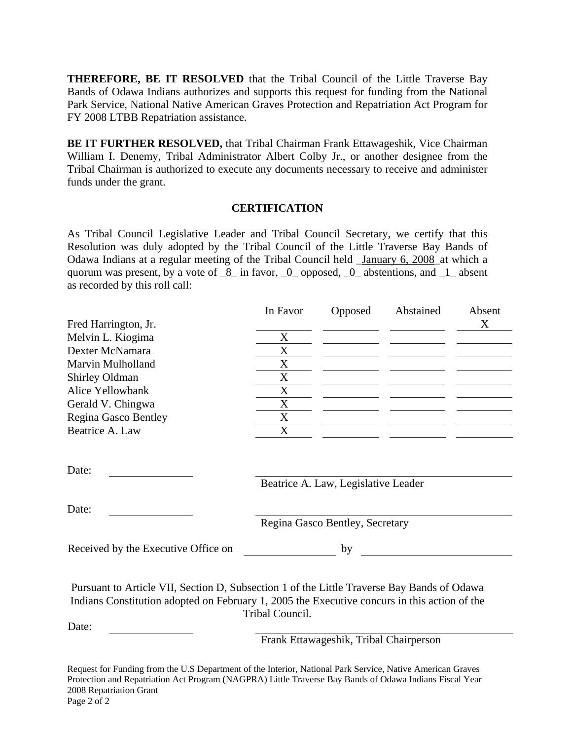**THEREFORE, BE IT RESOLVED** that the Tribal Council of the Little Traverse Bay Bands of Odawa Indians authorizes and supports this request for funding from the National Park Service, National Native American Graves Protection and Repatriation Act Program for FY 2008 LTBB Repatriation assistance.

**BE IT FURTHER RESOLVED,** that Tribal Chairman Frank Ettawageshik, Vice Chairman William I. Denemy, Tribal Administrator Albert Colby Jr., or another designee from the Tribal Chairman is authorized to execute any documents necessary to receive and administer funds under the grant.

## CERTIFICATION

As Tribal Council Legislative Leader and Tribal Council Secretary, we certify that this Resolution was duly adopted by the Tribal Council of the Little Traverse Bay Bands of Odawa Indians at a regular meeting of the Tribal Council held _January 6, 2008_at which a quorum was present, by a vote of _8_ in favor, _0_ opposed, _0_ abstentions, and _1_ absent as recorded by this roll call:

| | In Favor | Opposed | Abstained | Absent |
|---|---|---|---|---|
| Fred Harrington, Jr. | | | | X |
| Melvin L. Kiogima | X | | | |
| Dexter McNamara | X | | | |
| Marvin Mulholland | X | | | |
| Shirley Oldman | X | | | |
| Alice Yellowbank | X | | | |
| Gerald V. Chingwa | X | | | |
| Regina Gasco Bentley | X | | | |
| Beatrice A. Law | X | | | |

Date: \_\_\_\_\_\_\_\_\_\_\_\_\_\_\_ \_\_\_\_\_\_\_\_\_\_\_\_\_\_\_\_\_\_\_\_\_\_\_\_\_\_\_\_\_\_\_\_\_\_\_\_
Beatrice A. Law, Legislative Leader

Date: \_\_\_\_\_\_\_\_\_\_\_\_\_\_\_ \_\_\_\_\_\_\_\_\_\_\_\_\_\_\_\_\_\_\_\_\_\_\_\_\_\_\_\_\_\_\_\_\_\_\_\_
Regina Gasco Bentley, Secretary

Received by the Executive Office on \_\_\_\_\_\_\_\_\_\_\_\_\_\_\_\_ by \_\_\_\_\_\_\_\_\_\_\_\_\_\_\_\_\_\_\_\_\_\_\_\_\_\_\_

Pursuant to Article VII, Section D, Subsection 1 of the Little Traverse Bay Bands of Odawa Indians Constitution adopted on February 1, 2005 the Executive concurs in this action of the Tribal Council.

Date: \_\_\_\_\_\_\_\_\_\_\_\_\_\_\_ \_\_\_\_\_\_\_\_\_\_\_\_\_\_\_\_\_\_\_\_\_\_\_\_\_\_\_\_\_\_\_\_\_\_\_\_
Frank Ettawageshik, Tribal Chairperson

Request for Funding from the U.S Department of the Interior, National Park Service, Native American Graves Protection and Repatriation Act Program (NAGPRA) Little Traverse Bay Bands of Odawa Indians Fiscal Year 2008 Repatriation Grant